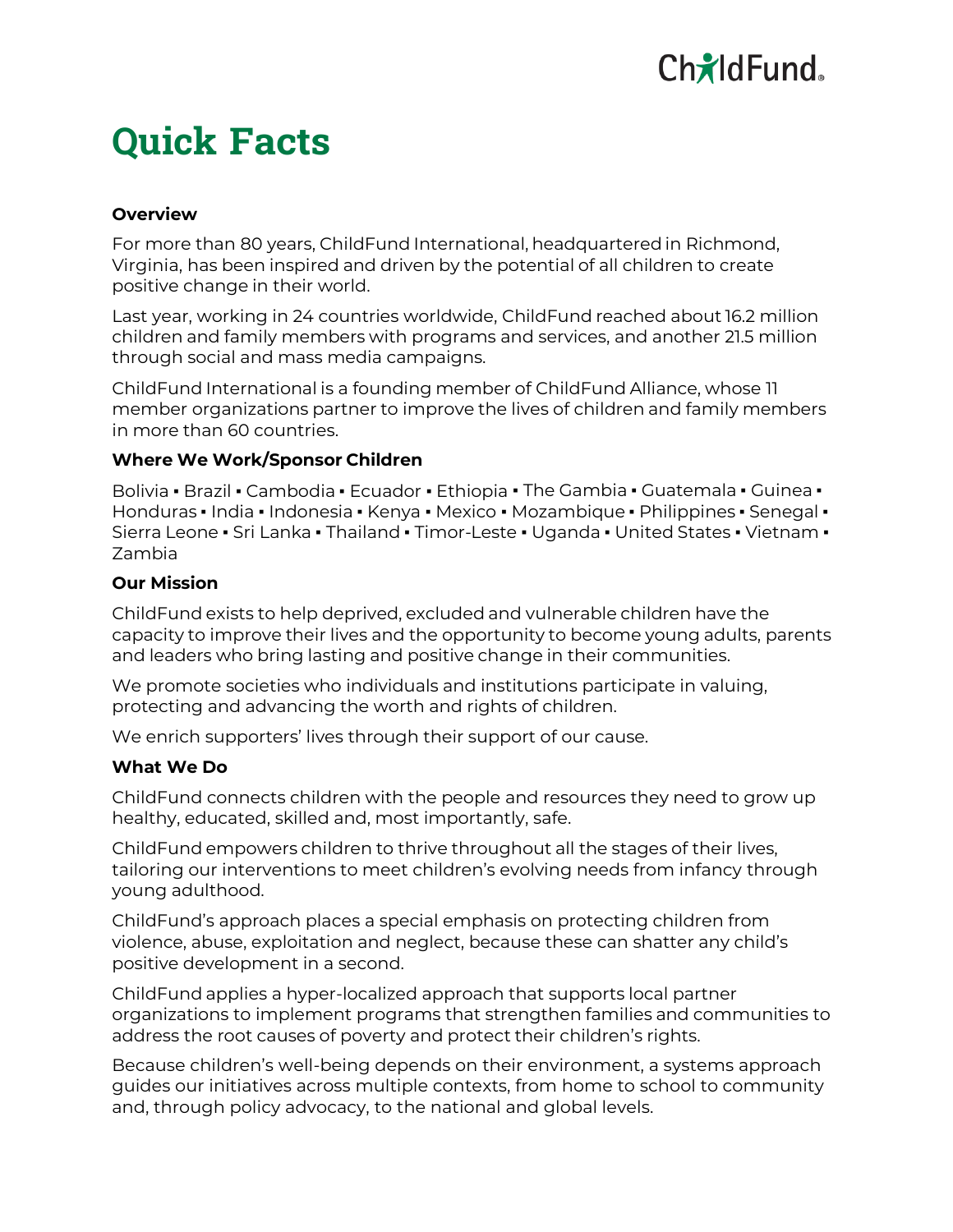# Quick Facts

### Overview

For more than 80 years, ChildFund International, headquartered in Richmond, Virginia, has been inspired and driven by the potential of all children to create positive change in their world.

Last year, working in 24 countries worldwide, ChildFund reached about 16.2 million children and family members with programs and services, and another 21.5 million through social and mass media campaigns.

ChildFund International is a founding member of ChildFund Alliance, whose 11 member organizations partner to improve the lives of children and family members in more than 60 countries.

### Where We Work/Sponsor Children

Bolivia ▪ Brazil ▪ Cambodia ▪ Ecuador ▪ Ethiopia ▪ The Gambia ▪ Guatemala ▪ Guinea ▪ Honduras ▪ India ▪ Indonesia ▪ Kenya ▪ Mexico ▪ Mozambique ▪ Philippines ▪ Senegal ▪ Sierra Leone ▪ Sri Lanka ▪ Thailand ▪ Timor-Leste ▪ Uganda ▪ United States ▪ Vietnam ▪ Zambia

### Our Mission

ChildFund exists to help deprived, excluded and vulnerable children have the capacity to improve their lives and the opportunity to become young adults, parents and leaders who bring lasting and positive change in their communities.

We promote societies who individuals and institutions participate in valuing, protecting and advancing the worth and rights of children.

We enrich supporters' lives through their support of our cause.

### What We Do

ChildFund connects children with the people and resources they need to grow up healthy, educated, skilled and, most importantly, safe.

ChildFund empowers children to thrive throughout all the stages of their lives, tailoring our interventions to meet children's evolving needs from infancy through young adulthood.

ChildFund's approach places a special emphasis on protecting children from violence, abuse, exploitation and neglect, because these can shatter any child's positive development in a second.

ChildFund applies a hyper-localized approach that supports local partner organizations to implement programs that strengthen families and communities to address the root causes of poverty and protect their children's rights.

Because children's well-being depends on their environment, a systems approach guides our initiatives across multiple contexts, from home to school to community and, through policy advocacy, to the national and global levels.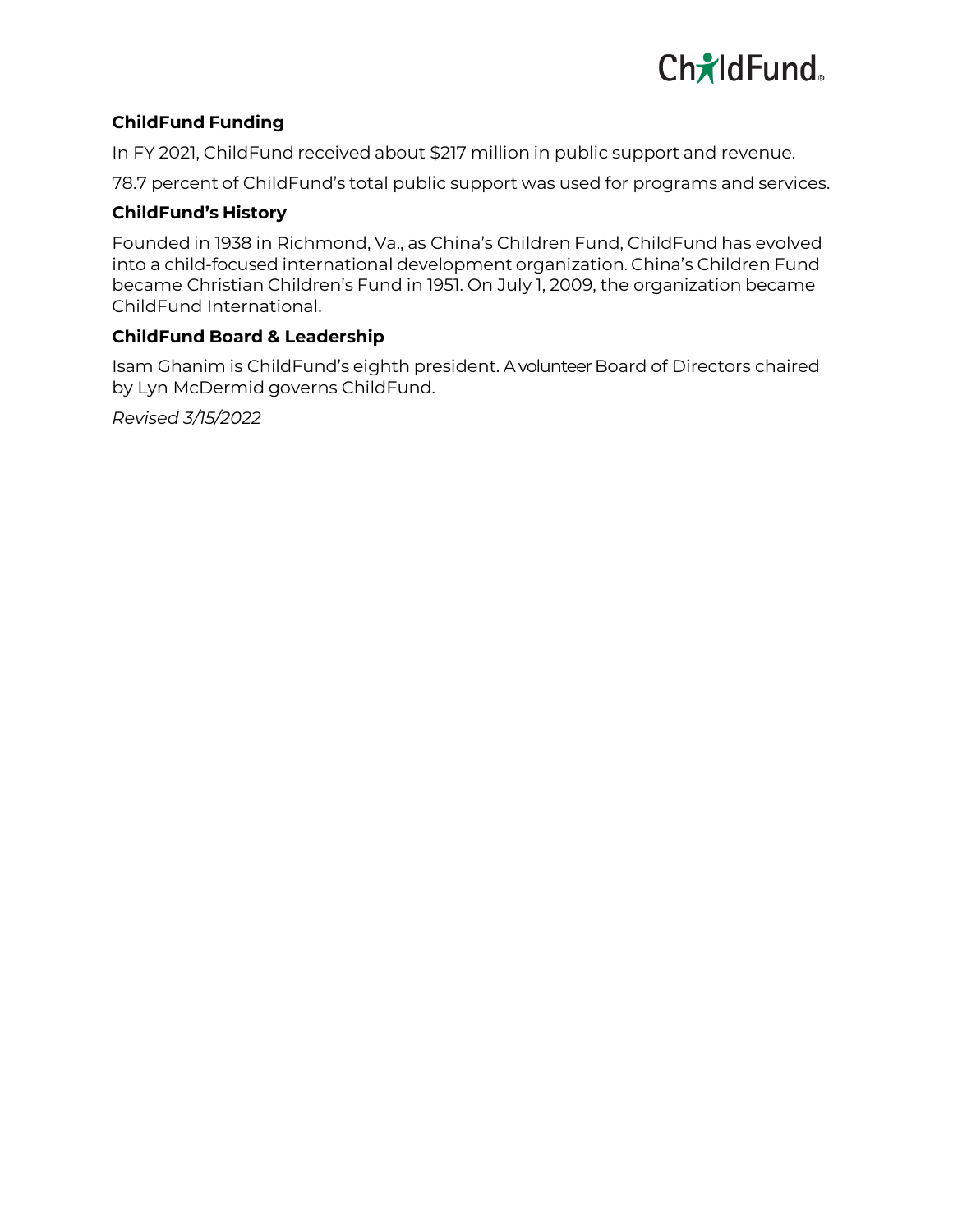### ChildFund Funding

In FY 2021, ChildFund received about $217 million in public support and revenue.

78.7 percent of ChildFund's total public support was used for programs and services.

### ChildFund's History

Founded in 1938 in Richmond, Va., as China's Children Fund, ChildFund has evolved into a child-focused international development organization. China's Children Fund became Christian Children's Fund in 1951. On July 1, 2009, the organization became ChildFund International.

### ChildFund Board & Leadership

Isam Ghanim is ChildFund's eighth president. A volunteer Board of Directors chaired by Lyn McDermid governs ChildFund.

*Revised 3/15/2022*